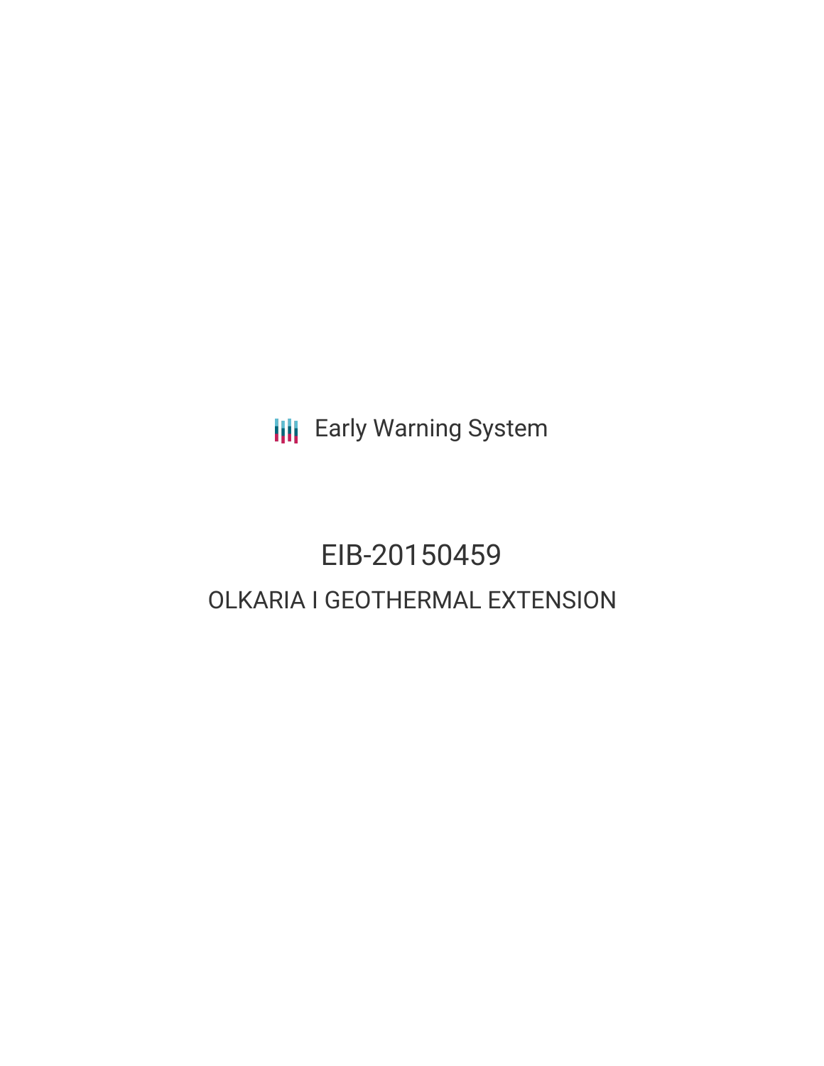Early Warning System

# EIB-20150459

## OLKARIA I GEOTHERMAL EXTENSION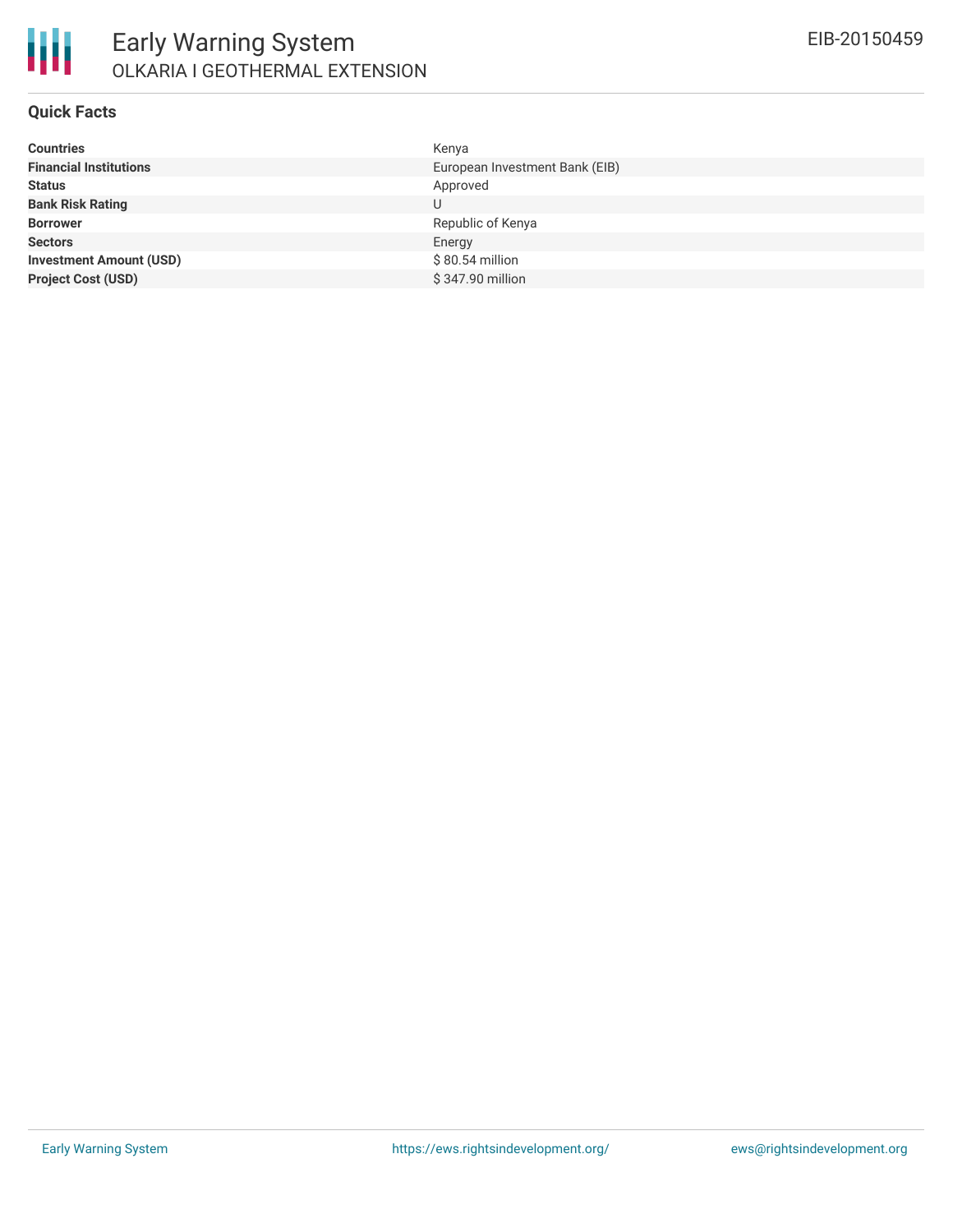# Early Warning System

## OLKARIA I GEOTHERMAL EXTENSION

EIB-20150459

### Quick Facts

| | |
|---|---|
| **Countries** | Kenya |
| **Financial Institutions** | European Investment Bank (EIB) |
| **Status** | Approved |
| **Bank Risk Rating** | U |
| **Borrower** | Republic of Kenya |
| **Sectors** | Energy |
| **Investment Amount (USD)** | $ 80.54 million |
| **Project Cost (USD)** | $ 347.90 million |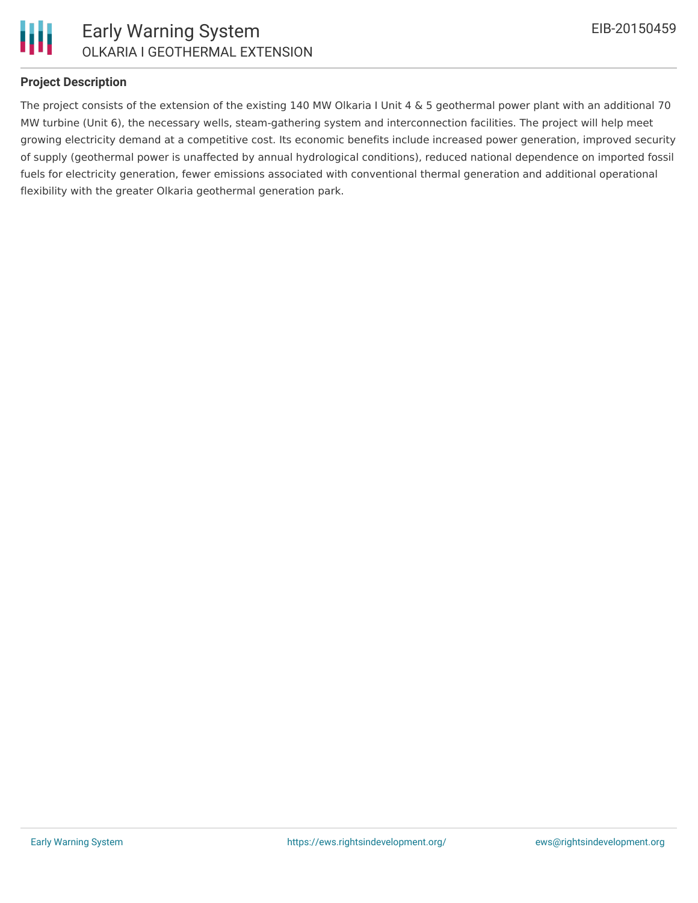## Project Description

The project consists of the extension of the existing 140 MW Olkaria I Unit 4 & 5 geothermal power plant with an additional 70 MW turbine (Unit 6), the necessary wells, steam-gathering system and interconnection facilities. The project will help meet growing electricity demand at a competitive cost. Its economic benefits include increased power generation, improved security of supply (geothermal power is unaffected by annual hydrological conditions), reduced national dependence on imported fossil fuels for electricity generation, fewer emissions associated with conventional thermal generation and additional operational flexibility with the greater Olkaria geothermal generation park.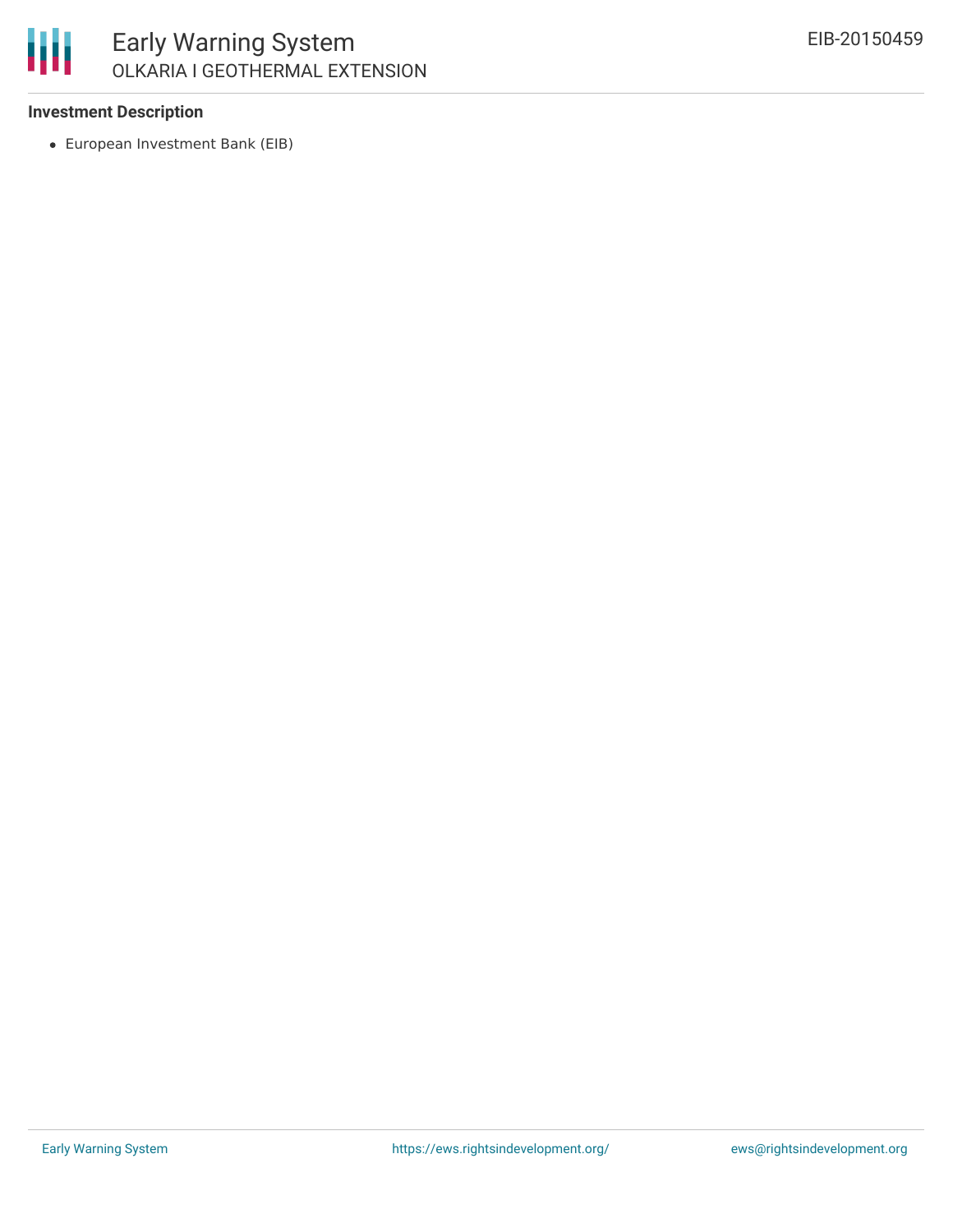**Investment Description**

- European Investment Bank (EIB)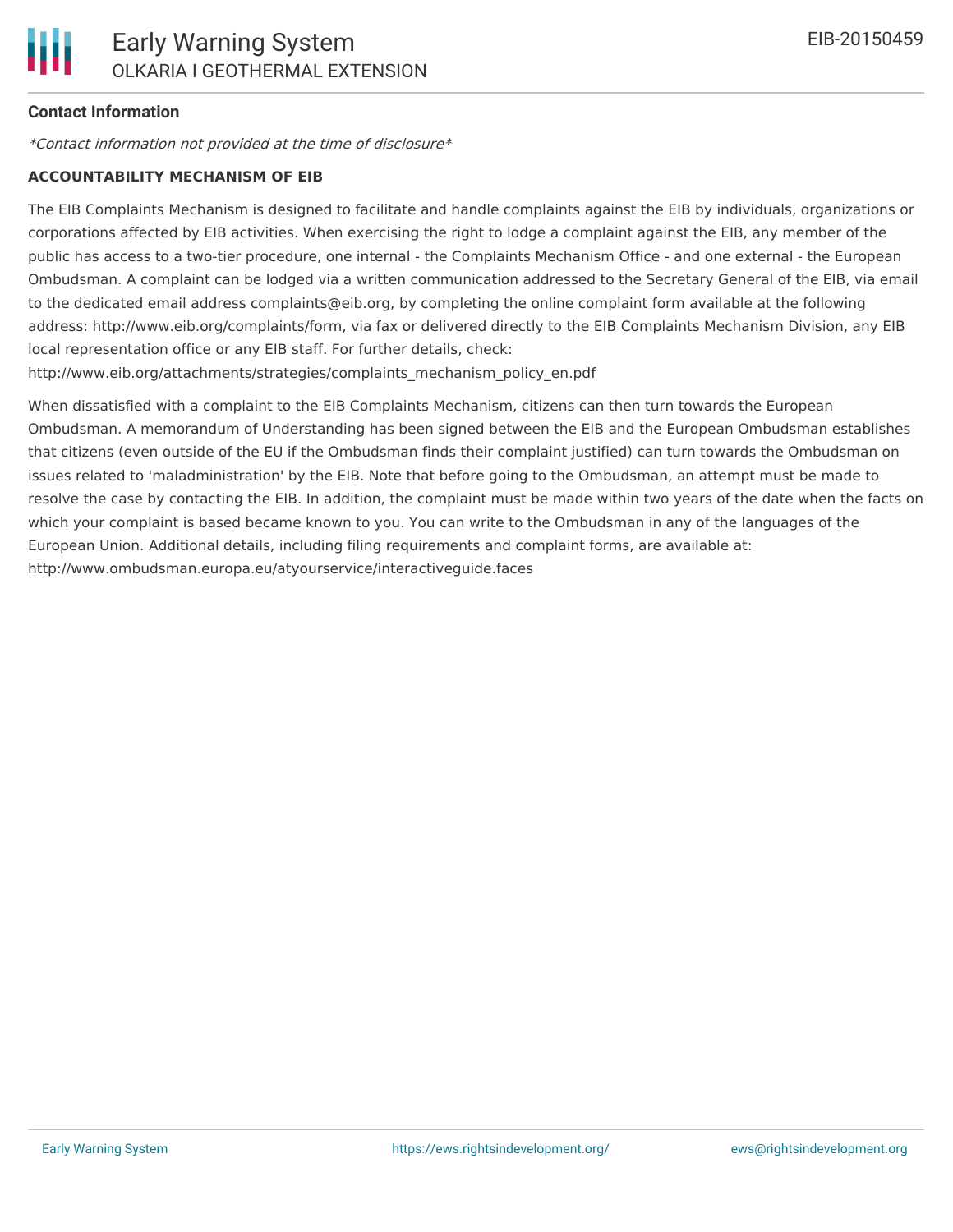## Contact Information

*\*Contact information not provided at the time of disclosure\**

### ACCOUNTABILITY MECHANISM OF EIB

The EIB Complaints Mechanism is designed to facilitate and handle complaints against the EIB by individuals, organizations or corporations affected by EIB activities. When exercising the right to lodge a complaint against the EIB, any member of the public has access to a two-tier procedure, one internal - the Complaints Mechanism Office - and one external - the European Ombudsman. A complaint can be lodged via a written communication addressed to the Secretary General of the EIB, via email to the dedicated email address complaints@eib.org, by completing the online complaint form available at the following address: http://www.eib.org/complaints/form, via fax or delivered directly to the EIB Complaints Mechanism Division, any EIB local representation office or any EIB staff. For further details, check: http://www.eib.org/attachments/strategies/complaints_mechanism_policy_en.pdf

When dissatisfied with a complaint to the EIB Complaints Mechanism, citizens can then turn towards the European Ombudsman. A memorandum of Understanding has been signed between the EIB and the European Ombudsman establishes that citizens (even outside of the EU if the Ombudsman finds their complaint justified) can turn towards the Ombudsman on issues related to 'maladministration' by the EIB. Note that before going to the Ombudsman, an attempt must be made to resolve the case by contacting the EIB. In addition, the complaint must be made within two years of the date when the facts on which your complaint is based became known to you. You can write to the Ombudsman in any of the languages of the European Union. Additional details, including filing requirements and complaint forms, are available at: http://www.ombudsman.europa.eu/atyourservice/interactiveguide.faces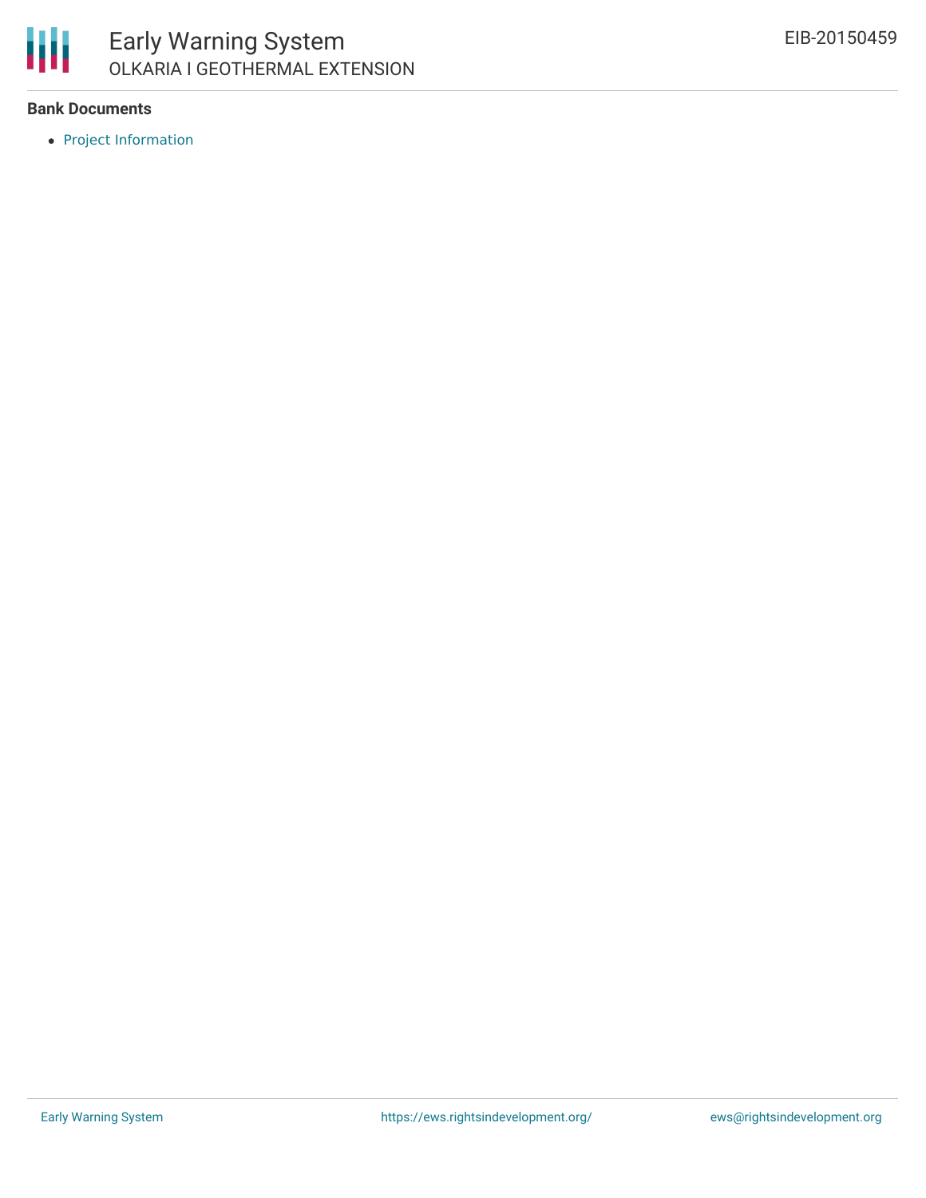**Bank Documents**

- Project Information